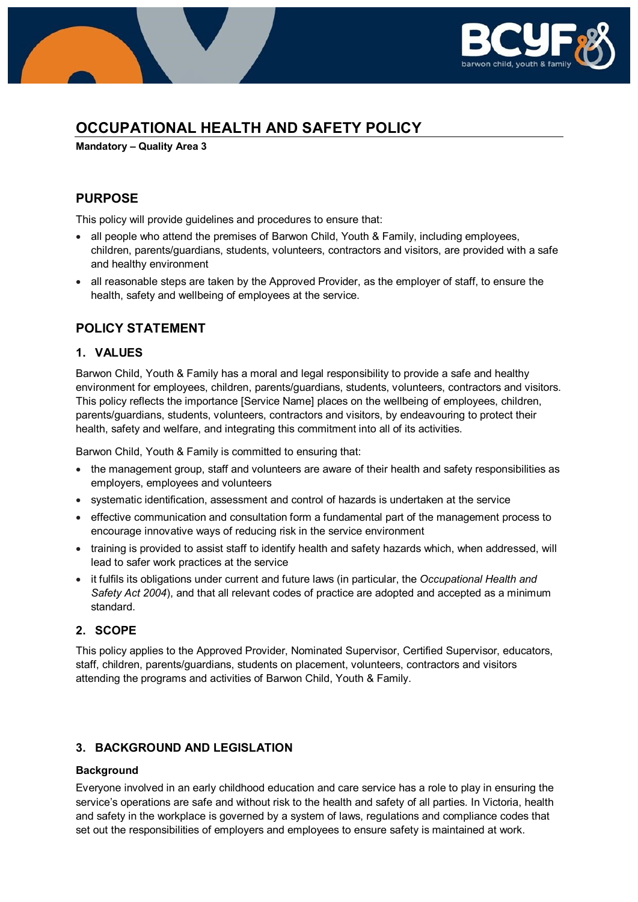# OCCUPATIONAL HEALTH AND SAFETY POLICY

**Mandatory – Quality Area 3**

## PURPOSE

This policy will provide guidelines and procedures to ensure that:

- all people who attend the premises of Barwon Child, Youth & Family, including employees, children, parents/guardians, students, volunteers, contractors and visitors, are provided with a safe and healthy environment
- all reasonable steps are taken by the Approved Provider, as the employer of staff, to ensure the health, safety and wellbeing of employees at the service.

## POLICY STATEMENT

### 1. VALUES

Barwon Child, Youth & Family has a moral and legal responsibility to provide a safe and healthy environment for employees, children, parents/guardians, students, volunteers, contractors and visitors. This policy reflects the importance [Service Name] places on the wellbeing of employees, children, parents/guardians, students, volunteers, contractors and visitors, by endeavouring to protect their health, safety and welfare, and integrating this commitment into all of its activities.

Barwon Child, Youth & Family is committed to ensuring that:

- the management group, staff and volunteers are aware of their health and safety responsibilities as employers, employees and volunteers
- systematic identification, assessment and control of hazards is undertaken at the service
- effective communication and consultation form a fundamental part of the management process to encourage innovative ways of reducing risk in the service environment
- training is provided to assist staff to identify health and safety hazards which, when addressed, will lead to safer work practices at the service
- it fulfils its obligations under current and future laws (in particular, the *Occupational Health and Safety Act 2004*), and that all relevant codes of practice are adopted and accepted as a minimum standard.

### 2. SCOPE

This policy applies to the Approved Provider, Nominated Supervisor, Certified Supervisor, educators, staff, children, parents/guardians, students on placement, volunteers, contractors and visitors attending the programs and activities of Barwon Child, Youth & Family.

### 3. BACKGROUND AND LEGISLATION

#### Background

Everyone involved in an early childhood education and care service has a role to play in ensuring the service's operations are safe and without risk to the health and safety of all parties. In Victoria, health and safety in the workplace is governed by a system of laws, regulations and compliance codes that set out the responsibilities of employers and employees to ensure safety is maintained at work.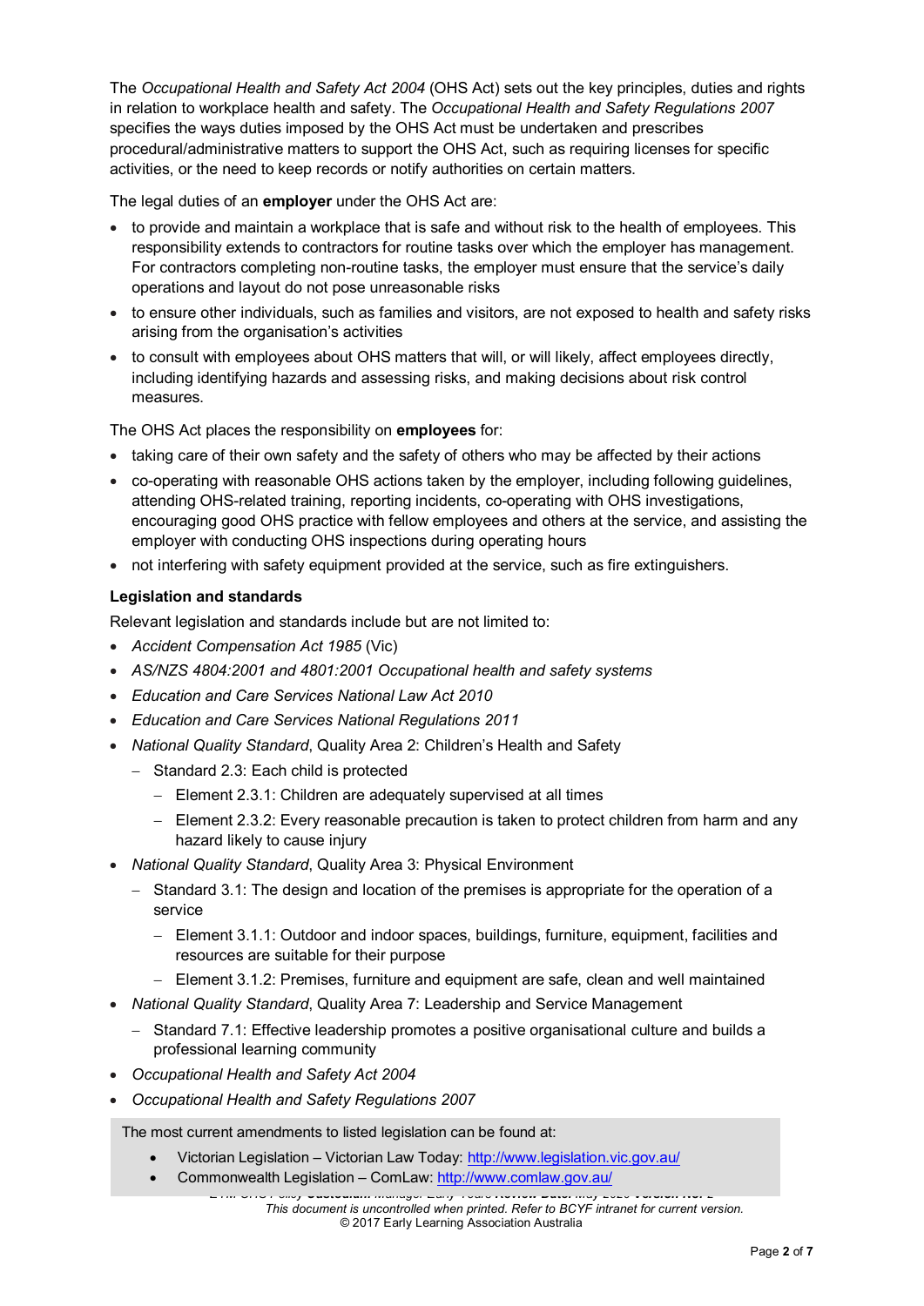The *Occupational Health and Safety Act 2004* (OHS Act) sets out the key principles, duties and rights in relation to workplace health and safety. The *Occupational Health and Safety Regulations 2007* specifies the ways duties imposed by the OHS Act must be undertaken and prescribes procedural/administrative matters to support the OHS Act, such as requiring licenses for specific activities, or the need to keep records or notify authorities on certain matters.

The legal duties of an **employer** under the OHS Act are:

- to provide and maintain a workplace that is safe and without risk to the health of employees. This responsibility extends to contractors for routine tasks over which the employer has management. For contractors completing non-routine tasks, the employer must ensure that the service's daily operations and layout do not pose unreasonable risks
- to ensure other individuals, such as families and visitors, are not exposed to health and safety risks arising from the organisation's activities
- to consult with employees about OHS matters that will, or will likely, affect employees directly, including identifying hazards and assessing risks, and making decisions about risk control measures.

The OHS Act places the responsibility on **employees** for:

- taking care of their own safety and the safety of others who may be affected by their actions
- co-operating with reasonable OHS actions taken by the employer, including following guidelines, attending OHS-related training, reporting incidents, co-operating with OHS investigations, encouraging good OHS practice with fellow employees and others at the service, and assisting the employer with conducting OHS inspections during operating hours
- not interfering with safety equipment provided at the service, such as fire extinguishers.

**Legislation and standards**

Relevant legislation and standards include but are not limited to:

- *Accident Compensation Act 1985* (Vic)
- *AS/NZS 4804:2001 and 4801:2001 Occupational health and safety systems*
- *Education and Care Services National Law Act 2010*
- *Education and Care Services National Regulations 2011*
- *National Quality Standard*, Quality Area 2: Children's Health and Safety
  - Standard 2.3: Each child is protected
    - Element 2.3.1: Children are adequately supervised at all times
    - Element 2.3.2: Every reasonable precaution is taken to protect children from harm and any hazard likely to cause injury
- *National Quality Standard*, Quality Area 3: Physical Environment
  - Standard 3.1: The design and location of the premises is appropriate for the operation of a service
    - Element 3.1.1: Outdoor and indoor spaces, buildings, furniture, equipment, facilities and resources are suitable for their purpose
    - Element 3.1.2: Premises, furniture and equipment are safe, clean and well maintained
- *National Quality Standard*, Quality Area 7: Leadership and Service Management
  - Standard 7.1: Effective leadership promotes a positive organisational culture and builds a professional learning community
- *Occupational Health and Safety Act 2004*
- *Occupational Health and Safety Regulations 2007*

The most current amendments to listed legislation can be found at:

- Victorian Legislation – Victorian Law Today: http://www.legislation.vic.gov.au/
- Commonwealth Legislation – ComLaw: http://www.comlaw.gov.au/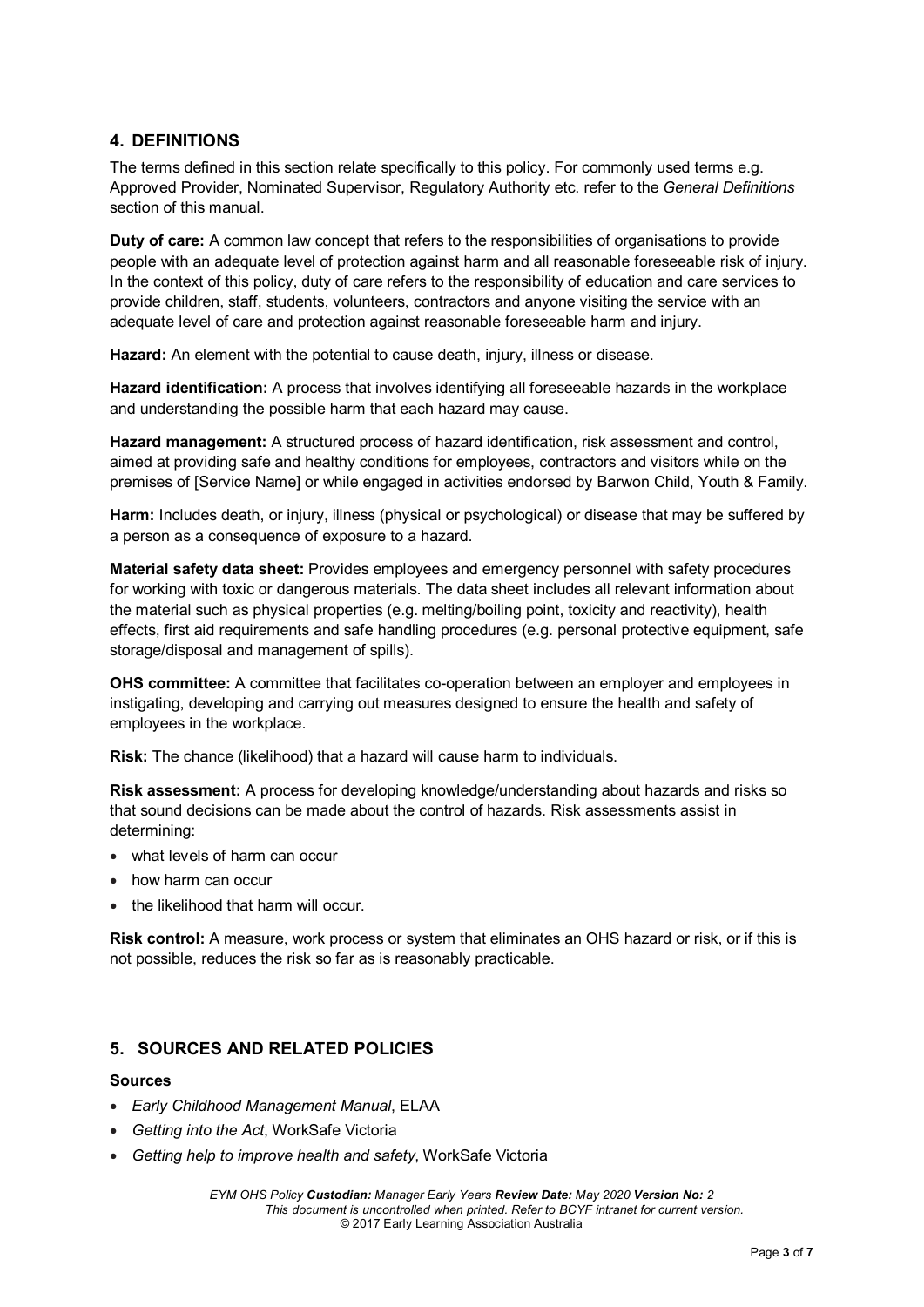## 4. DEFINITIONS

The terms defined in this section relate specifically to this policy. For commonly used terms e.g. Approved Provider, Nominated Supervisor, Regulatory Authority etc. refer to the *General Definitions* section of this manual.

**Duty of care:** A common law concept that refers to the responsibilities of organisations to provide people with an adequate level of protection against harm and all reasonable foreseeable risk of injury. In the context of this policy, duty of care refers to the responsibility of education and care services to provide children, staff, students, volunteers, contractors and anyone visiting the service with an adequate level of care and protection against reasonable foreseeable harm and injury.

**Hazard:** An element with the potential to cause death, injury, illness or disease.

**Hazard identification:** A process that involves identifying all foreseeable hazards in the workplace and understanding the possible harm that each hazard may cause.

**Hazard management:** A structured process of hazard identification, risk assessment and control, aimed at providing safe and healthy conditions for employees, contractors and visitors while on the premises of [Service Name] or while engaged in activities endorsed by Barwon Child, Youth & Family.

**Harm:** Includes death, or injury, illness (physical or psychological) or disease that may be suffered by a person as a consequence of exposure to a hazard.

**Material safety data sheet:** Provides employees and emergency personnel with safety procedures for working with toxic or dangerous materials. The data sheet includes all relevant information about the material such as physical properties (e.g. melting/boiling point, toxicity and reactivity), health effects, first aid requirements and safe handling procedures (e.g. personal protective equipment, safe storage/disposal and management of spills).

**OHS committee:** A committee that facilitates co-operation between an employer and employees in instigating, developing and carrying out measures designed to ensure the health and safety of employees in the workplace.

**Risk:** The chance (likelihood) that a hazard will cause harm to individuals.

**Risk assessment:** A process for developing knowledge/understanding about hazards and risks so that sound decisions can be made about the control of hazards. Risk assessments assist in determining:

- what levels of harm can occur
- how harm can occur
- the likelihood that harm will occur.

**Risk control:** A measure, work process or system that eliminates an OHS hazard or risk, or if this is not possible, reduces the risk so far as is reasonably practicable.

## 5. SOURCES AND RELATED POLICIES

### Sources

- *Early Childhood Management Manual*, ELAA
- *Getting into the Act*, WorkSafe Victoria
- *Getting help to improve health and safety*, WorkSafe Victoria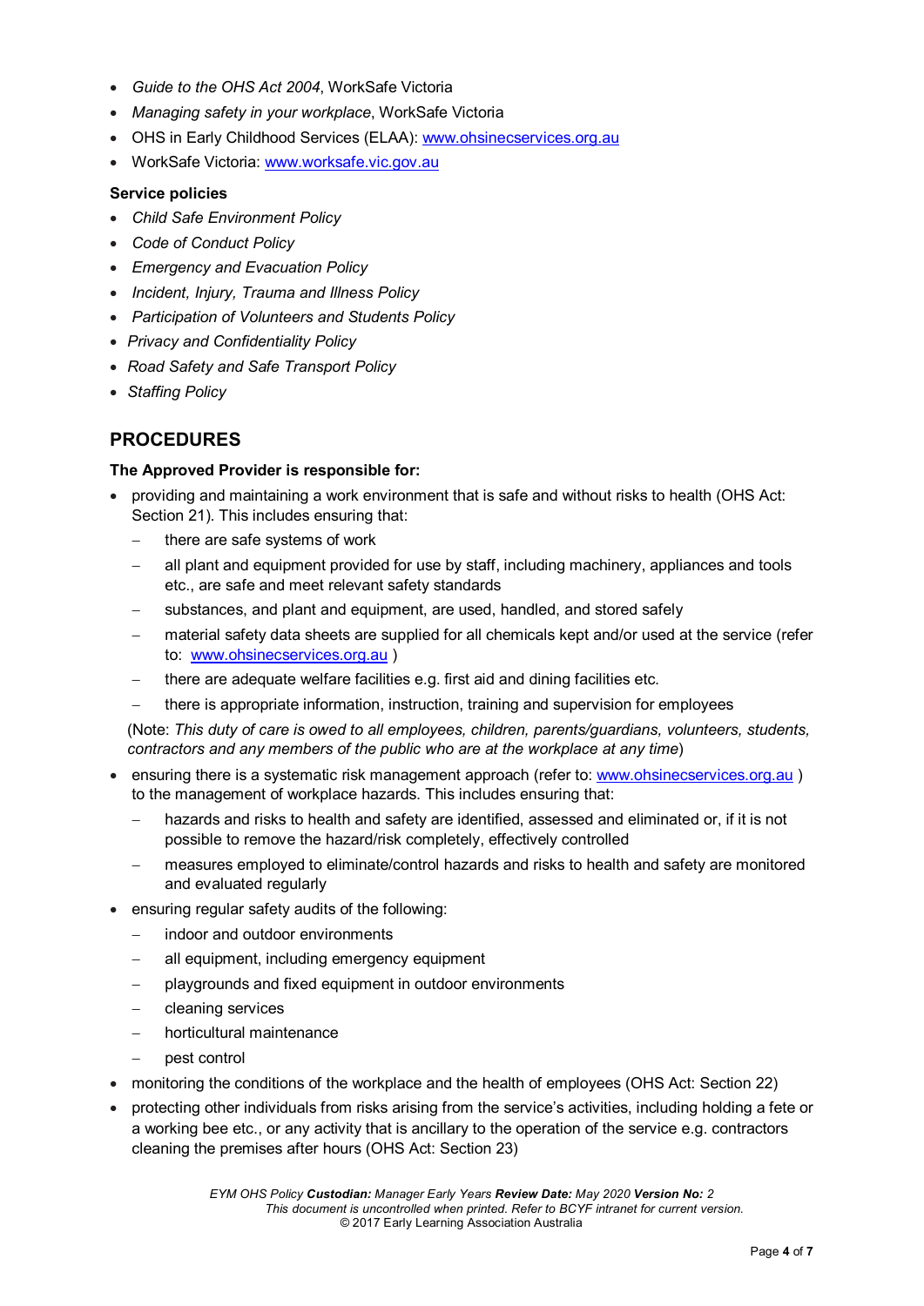- *Guide to the OHS Act 2004*, WorkSafe Victoria
- *Managing safety in your workplace*, WorkSafe Victoria
- OHS in Early Childhood Services (ELAA): www.ohsinecservices.org.au
- WorkSafe Victoria: www.worksafe.vic.gov.au

**Service policies**

- *Child Safe Environment Policy*
- *Code of Conduct Policy*
- *Emergency and Evacuation Policy*
- *Incident, Injury, Trauma and Illness Policy*
- *Participation of Volunteers and Students Policy*
- *Privacy and Confidentiality Policy*
- *Road Safety and Safe Transport Policy*
- *Staffing Policy*

## PROCEDURES

**The Approved Provider is responsible for:**

- providing and maintaining a work environment that is safe and without risks to health (OHS Act: Section 21). This includes ensuring that:
  - there are safe systems of work
  - all plant and equipment provided for use by staff, including machinery, appliances and tools etc., are safe and meet relevant safety standards
  - substances, and plant and equipment, are used, handled, and stored safely
  - material safety data sheets are supplied for all chemicals kept and/or used at the service (refer to: www.ohsinecservices.org.au )
  - there are adequate welfare facilities e.g. first aid and dining facilities etc.
  - there is appropriate information, instruction, training and supervision for employees

  (Note: *This duty of care is owed to all employees, children, parents/guardians, volunteers, students, contractors and any members of the public who are at the workplace at any time*)
- ensuring there is a systematic risk management approach (refer to: www.ohsinecservices.org.au ) to the management of workplace hazards. This includes ensuring that:
  - hazards and risks to health and safety are identified, assessed and eliminated or, if it is not possible to remove the hazard/risk completely, effectively controlled
  - measures employed to eliminate/control hazards and risks to health and safety are monitored and evaluated regularly
- ensuring regular safety audits of the following:
  - indoor and outdoor environments
  - all equipment, including emergency equipment
  - playgrounds and fixed equipment in outdoor environments
  - cleaning services
  - horticultural maintenance
  - pest control
- monitoring the conditions of the workplace and the health of employees (OHS Act: Section 22)
- protecting other individuals from risks arising from the service's activities, including holding a fete or a working bee etc., or any activity that is ancillary to the operation of the service e.g. contractors cleaning the premises after hours (OHS Act: Section 23)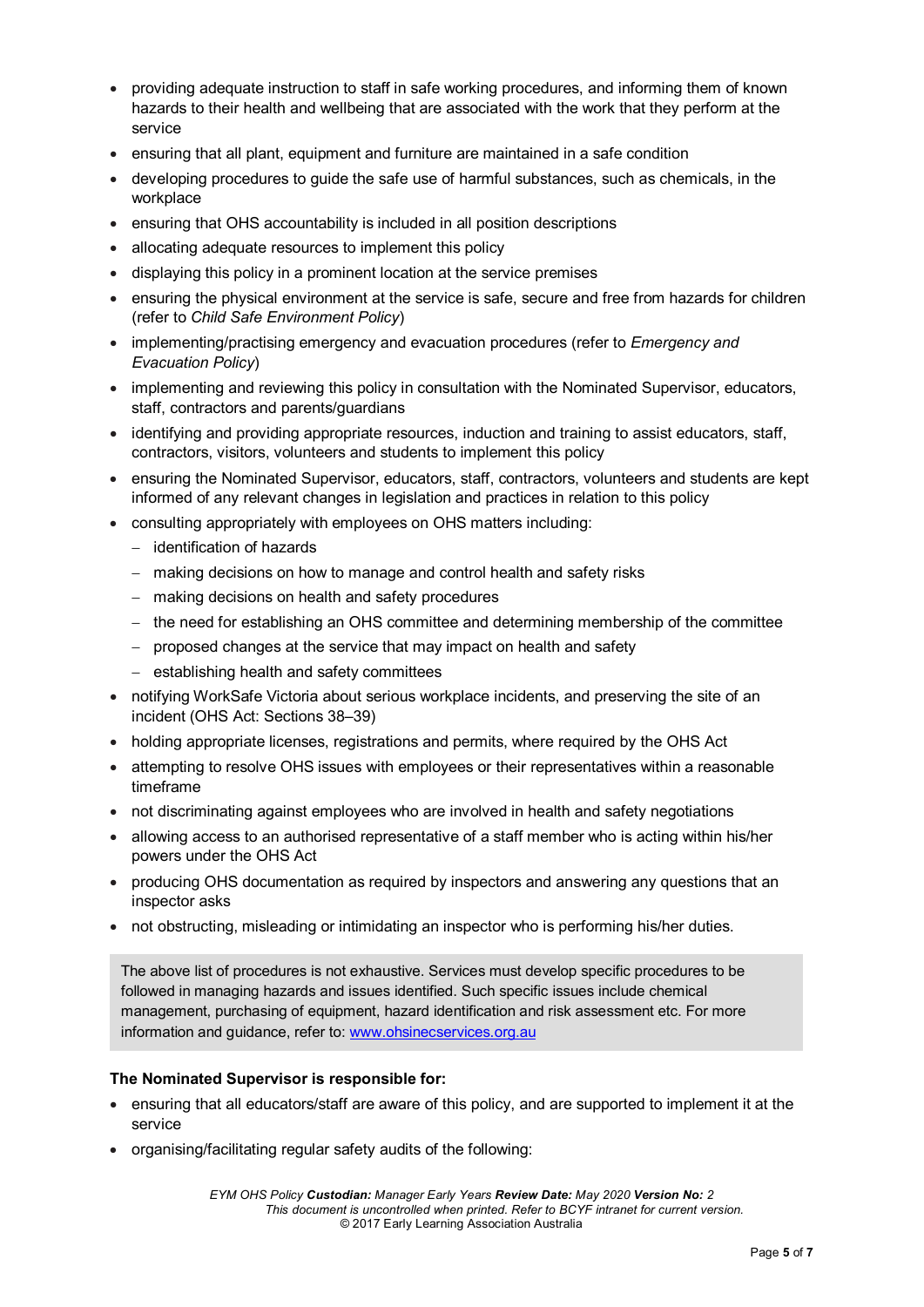- providing adequate instruction to staff in safe working procedures, and informing them of known hazards to their health and wellbeing that are associated with the work that they perform at the service
- ensuring that all plant, equipment and furniture are maintained in a safe condition
- developing procedures to guide the safe use of harmful substances, such as chemicals, in the workplace
- ensuring that OHS accountability is included in all position descriptions
- allocating adequate resources to implement this policy
- displaying this policy in a prominent location at the service premises
- ensuring the physical environment at the service is safe, secure and free from hazards for children (refer to *Child Safe Environment Policy*)
- implementing/practising emergency and evacuation procedures (refer to *Emergency and Evacuation Policy*)
- implementing and reviewing this policy in consultation with the Nominated Supervisor, educators, staff, contractors and parents/guardians
- identifying and providing appropriate resources, induction and training to assist educators, staff, contractors, visitors, volunteers and students to implement this policy
- ensuring the Nominated Supervisor, educators, staff, contractors, volunteers and students are kept informed of any relevant changes in legislation and practices in relation to this policy
- consulting appropriately with employees on OHS matters including:
  - identification of hazards
  - making decisions on how to manage and control health and safety risks
  - making decisions on health and safety procedures
  - the need for establishing an OHS committee and determining membership of the committee
  - proposed changes at the service that may impact on health and safety
  - establishing health and safety committees
- notifying WorkSafe Victoria about serious workplace incidents, and preserving the site of an incident (OHS Act: Sections 38–39)
- holding appropriate licenses, registrations and permits, where required by the OHS Act
- attempting to resolve OHS issues with employees or their representatives within a reasonable timeframe
- not discriminating against employees who are involved in health and safety negotiations
- allowing access to an authorised representative of a staff member who is acting within his/her powers under the OHS Act
- producing OHS documentation as required by inspectors and answering any questions that an inspector asks
- not obstructing, misleading or intimidating an inspector who is performing his/her duties.

> The above list of procedures is not exhaustive. Services must develop specific procedures to be followed in managing hazards and issues identified. Such specific issues include chemical management, purchasing of equipment, hazard identification and risk assessment etc. For more information and guidance, refer to: [www.ohsinecservices.org.au](http://www.ohsinecservices.org.au)

**The Nominated Supervisor is responsible for:**

- ensuring that all educators/staff are aware of this policy, and are supported to implement it at the service
- organising/facilitating regular safety audits of the following: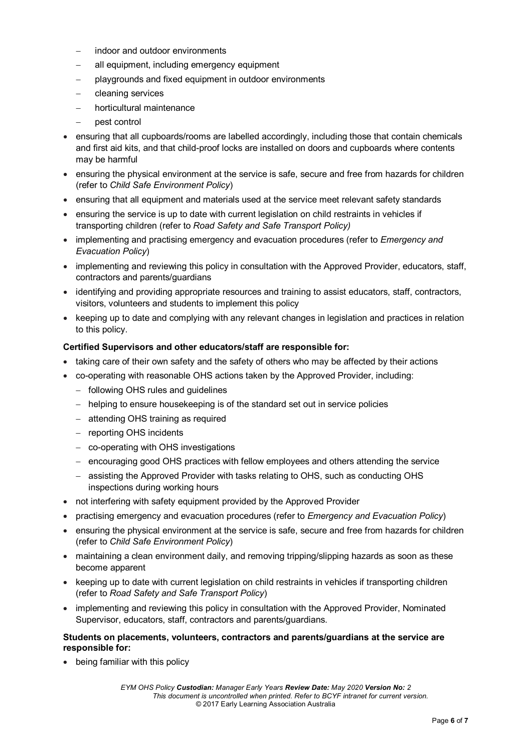- indoor and outdoor environments
  - all equipment, including emergency equipment
  - playgrounds and fixed equipment in outdoor environments
  - cleaning services
  - horticultural maintenance
  - pest control
- ensuring that all cupboards/rooms are labelled accordingly, including those that contain chemicals and first aid kits, and that child-proof locks are installed on doors and cupboards where contents may be harmful
- ensuring the physical environment at the service is safe, secure and free from hazards for children (refer to *Child Safe Environment Policy*)
- ensuring that all equipment and materials used at the service meet relevant safety standards
- ensuring the service is up to date with current legislation on child restraints in vehicles if transporting children (refer to *Road Safety and Safe Transport Policy)*
- implementing and practising emergency and evacuation procedures (refer to *Emergency and Evacuation Policy*)
- implementing and reviewing this policy in consultation with the Approved Provider, educators, staff, contractors and parents/guardians
- identifying and providing appropriate resources and training to assist educators, staff, contractors, visitors, volunteers and students to implement this policy
- keeping up to date and complying with any relevant changes in legislation and practices in relation to this policy.

**Certified Supervisors and other educators/staff are responsible for:**

- taking care of their own safety and the safety of others who may be affected by their actions
- co-operating with reasonable OHS actions taken by the Approved Provider, including:
  - following OHS rules and guidelines
  - helping to ensure housekeeping is of the standard set out in service policies
  - attending OHS training as required
  - reporting OHS incidents
  - co-operating with OHS investigations
  - encouraging good OHS practices with fellow employees and others attending the service
  - assisting the Approved Provider with tasks relating to OHS, such as conducting OHS inspections during working hours
- not interfering with safety equipment provided by the Approved Provider
- practising emergency and evacuation procedures (refer to *Emergency and Evacuation Policy*)
- ensuring the physical environment at the service is safe, secure and free from hazards for children (refer to *Child Safe Environment Policy*)
- maintaining a clean environment daily, and removing tripping/slipping hazards as soon as these become apparent
- keeping up to date with current legislation on child restraints in vehicles if transporting children (refer to *Road Safety and Safe Transport Policy*)
- implementing and reviewing this policy in consultation with the Approved Provider, Nominated Supervisor, educators, staff, contractors and parents/guardians.

**Students on placements, volunteers, contractors and parents/guardians at the service are responsible for:**

- being familiar with this policy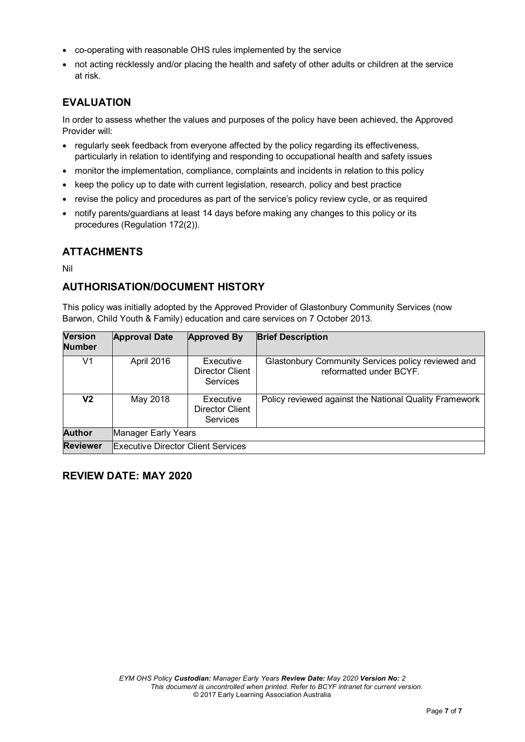- co-operating with reasonable OHS rules implemented by the service
- not acting recklessly and/or placing the health and safety of other adults or children at the service at risk.

## EVALUATION

In order to assess whether the values and purposes of the policy have been achieved, the Approved Provider will:

- regularly seek feedback from everyone affected by the policy regarding its effectiveness, particularly in relation to identifying and responding to occupational health and safety issues
- monitor the implementation, compliance, complaints and incidents in relation to this policy
- keep the policy up to date with current legislation, research, policy and best practice
- revise the policy and procedures as part of the service's policy review cycle, or as required
- notify parents/guardians at least 14 days before making any changes to this policy or its procedures (Regulation 172(2)).

## ATTACHMENTS

Nil

## AUTHORISATION/DOCUMENT HISTORY

This policy was initially adopted by the Approved Provider of Glastonbury Community Services (now Barwon, Child Youth & Family) education and care services on 7 October 2013.

| Version Number | Approval Date | Approved By | Brief Description |
|---|---|---|---|
| V1 | April 2016 | Executive Director Client Services | Glastonbury Community Services policy reviewed and reformatted under BCYF. |
| **V2** | May 2018 | Executive Director Client Services | Policy reviewed against the National Quality Framework |
| **Author** | Manager Early Years | | |
| **Reviewer** | Executive Director Client Services | | |

## REVIEW DATE: MAY 2020